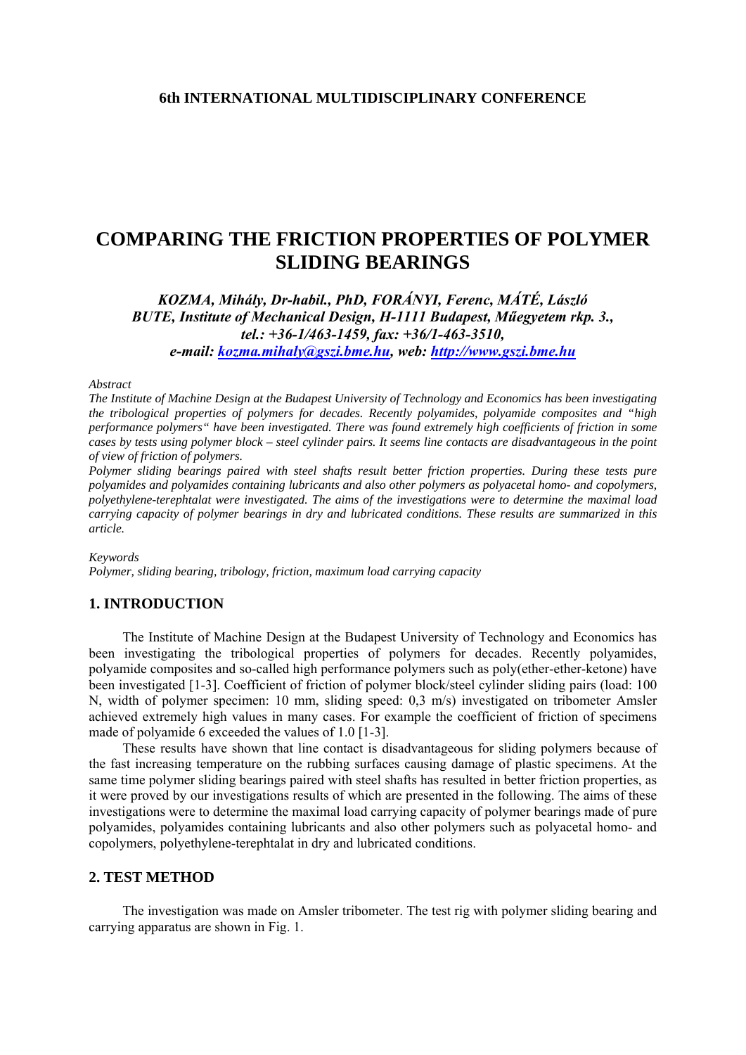**6th INTERNATIONAL MULTIDISCIPLINARY CONFERENCE**

# COMPARING THE FRICTION PROPERTIES OF POLYMER SLIDING BEARINGS

***KOZMA, Mihály, Dr-habil., PhD, FORÁNYI, Ferenc, MÁTÉ, László***
***BUTE, Institute of Mechanical Design, H-1111 Budapest, Műegyetem rkp. 3.,***
***tel.: +36-1/463-1459, fax: +36/1-463-3510,***
***e-mail: kozma.mihaly@gszi.bme.hu, web: http://www.gszi.bme.hu***

*Abstract*

*The Institute of Machine Design at the Budapest University of Technology and Economics has been investigating the tribological properties of polymers for decades. Recently polyamides, polyamide composites and "high performance polymers" have been investigated. There was found extremely high coefficients of friction in some cases by tests using polymer block – steel cylinder pairs. It seems line contacts are disadvantageous in the point of view of friction of polymers.*

*Polymer sliding bearings paired with steel shafts result better friction properties. During these tests pure polyamides and polyamides containing lubricants and also other polymers as polyacetal homo- and copolymers, polyethylene-terephtalat were investigated. The aims of the investigations were to determine the maximal load carrying capacity of polymer bearings in dry and lubricated conditions. These results are summarized in this article.*

*Keywords*

*Polymer, sliding bearing, tribology, friction, maximum load carrying capacity*

## 1. INTRODUCTION

The Institute of Machine Design at the Budapest University of Technology and Economics has been investigating the tribological properties of polymers for decades. Recently polyamides, polyamide composites and so-called high performance polymers such as poly(ether-ether-ketone) have been investigated [1-3]. Coefficient of friction of polymer block/steel cylinder sliding pairs (load: 100 N, width of polymer specimen: 10 mm, sliding speed: 0,3 m/s) investigated on tribometer Amsler achieved extremely high values in many cases. For example the coefficient of friction of specimens made of polyamide 6 exceeded the values of 1.0 [1-3].

These results have shown that line contact is disadvantageous for sliding polymers because of the fast increasing temperature on the rubbing surfaces causing damage of plastic specimens. At the same time polymer sliding bearings paired with steel shafts has resulted in better friction properties, as it were proved by our investigations results of which are presented in the following. The aims of these investigations were to determine the maximal load carrying capacity of polymer bearings made of pure polyamides, polyamides containing lubricants and also other polymers such as polyacetal homo- and copolymers, polyethylene-terephtalat in dry and lubricated conditions.

## 2. TEST METHOD

The investigation was made on Amsler tribometer. The test rig with polymer sliding bearing and carrying apparatus are shown in Fig. 1.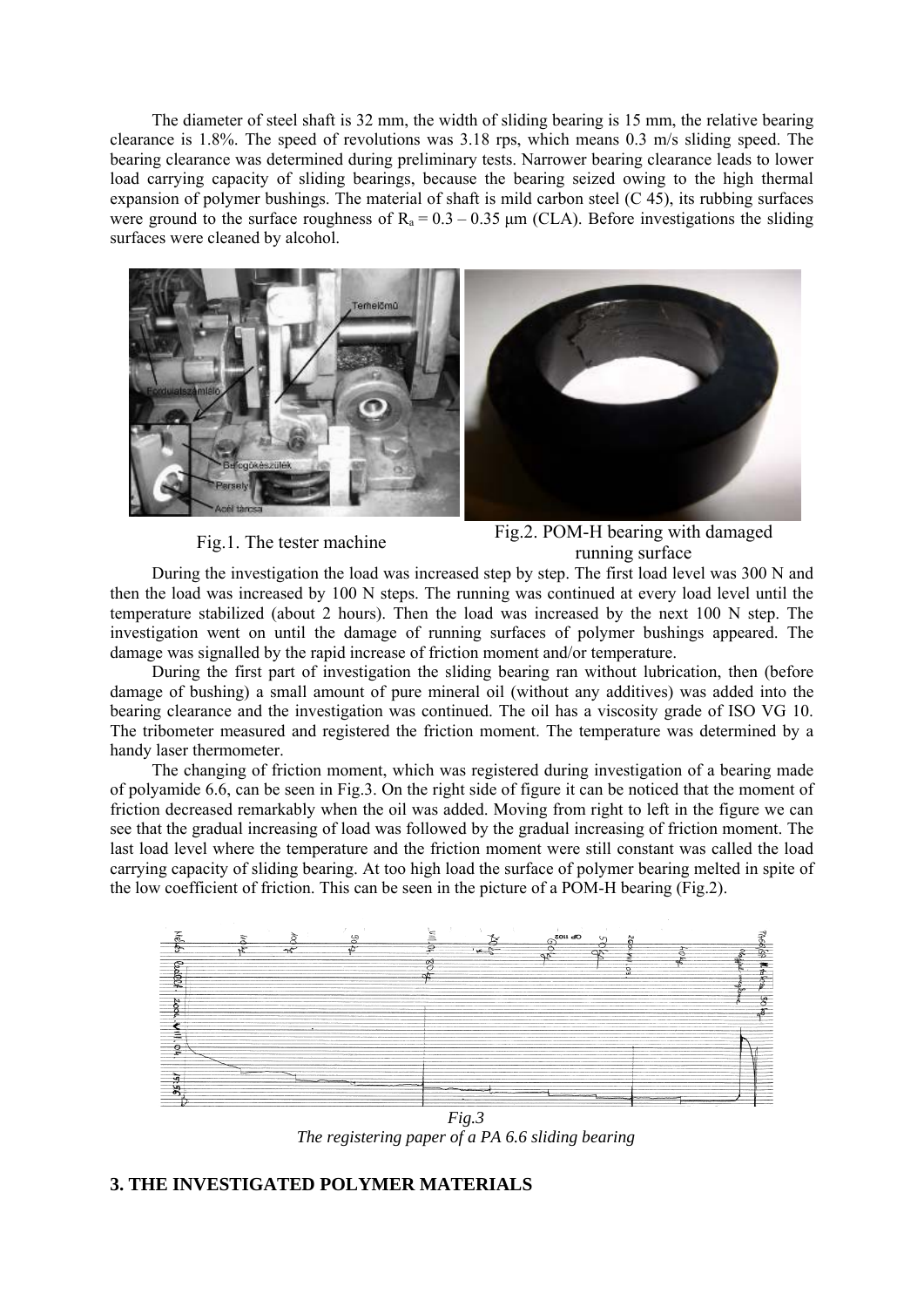The diameter of steel shaft is 32 mm, the width of sliding bearing is 15 mm, the relative bearing clearance is 1.8%. The speed of revolutions was 3.18 rps, which means 0.3 m/s sliding speed. The bearing clearance was determined during preliminary tests. Narrower bearing clearance leads to lower load carrying capacity of sliding bearings, because the bearing seized owing to the high thermal expansion of polymer bushings. The material of shaft is mild carbon steel (C 45), its rubbing surfaces were ground to the surface roughness of $R_a = 0.3 – 0.35$ μm (CLA). Before investigations the sliding surfaces were cleaned by alcohol.

Fig.1. The tester machine

Fig.2. POM-H bearing with damaged running surface

During the investigation the load was increased step by step. The first load level was 300 N and then the load was increased by 100 N steps. The running was continued at every load level until the temperature stabilized (about 2 hours). Then the load was increased by the next 100 N step. The investigation went on until the damage of running surfaces of polymer bushings appeared. The damage was signalled by the rapid increase of friction moment and/or temperature.

During the first part of investigation the sliding bearing ran without lubrication, then (before damage of bushing) a small amount of pure mineral oil (without any additives) was added into the bearing clearance and the investigation was continued. The oil has a viscosity grade of ISO VG 10. The tribometer measured and registered the friction moment. The temperature was determined by a handy laser thermometer.

The changing of friction moment, which was registered during investigation of a bearing made of polyamide 6.6, can be seen in Fig.3. On the right side of figure it can be noticed that the moment of friction decreased remarkably when the oil was added. Moving from right to left in the figure we can see that the gradual increasing of load was followed by the gradual increasing of friction moment. The last load level where the temperature and the friction moment were still constant was called the load carrying capacity of sliding bearing. At too high load the surface of polymer bearing melted in spite of the low coefficient of friction. This can be seen in the picture of a POM-H bearing (Fig.2).

*Fig.3*
*The registering paper of a PA 6.6 sliding bearing*

## 3. THE INVESTIGATED POLYMER MATERIALS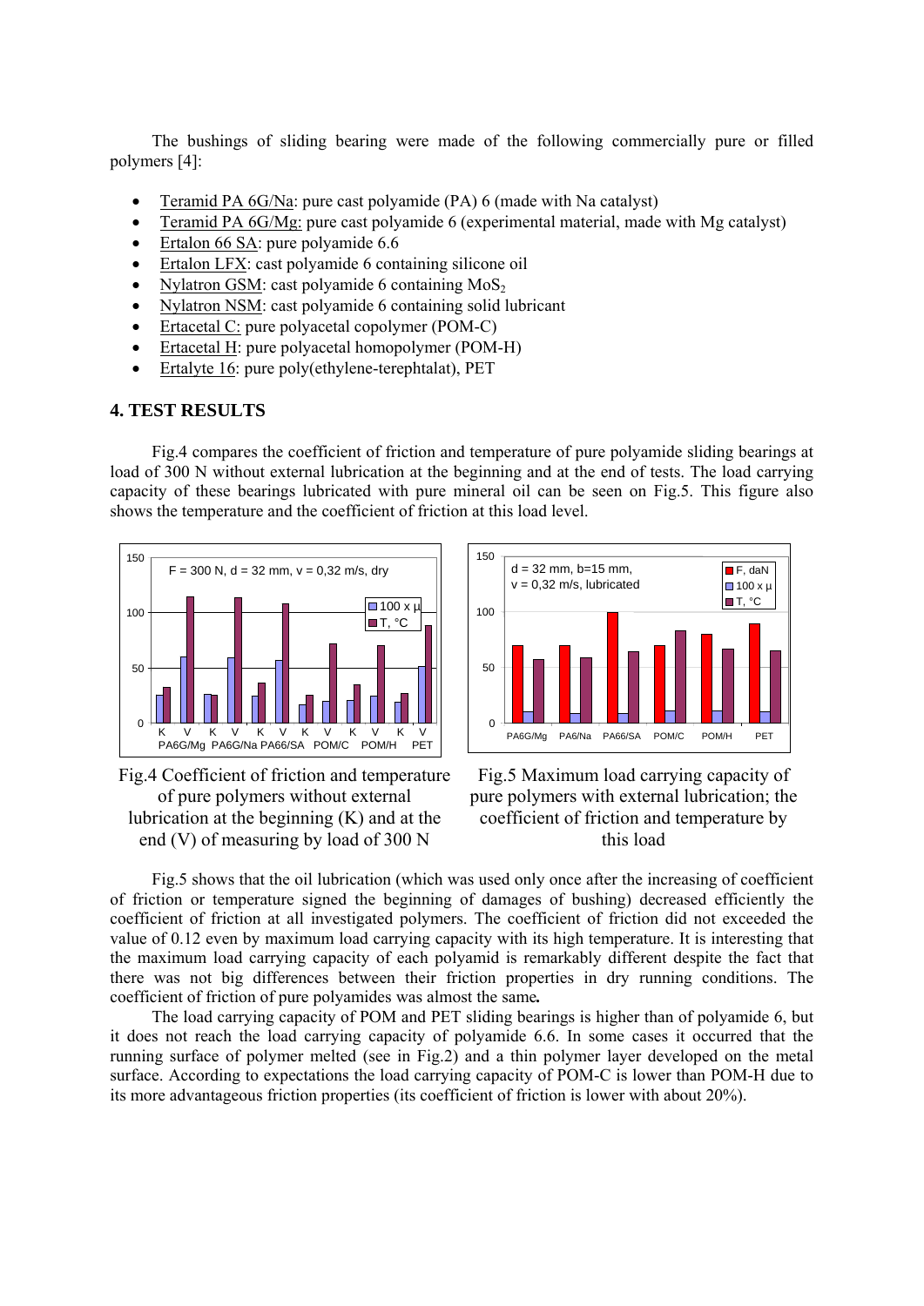The bushings of sliding bearing were made of the following commercially pure or filled polymers [4]:

- Teramid PA 6G/Na: pure cast polyamide (PA) 6 (made with Na catalyst)
- Teramid PA 6G/Mg: pure cast polyamide 6 (experimental material, made with Mg catalyst)
- Ertalon 66 SA: pure polyamide 6.6
- Ertalon LFX: cast polyamide 6 containing silicone oil
- Nylatron GSM: cast polyamide 6 containing $MoS_2$
- Nylatron NSM: cast polyamide 6 containing solid lubricant
- Ertacetal C: pure polyacetal copolymer (POM-C)
- Ertacetal H: pure polyacetal homopolymer (POM-H)
- Ertalyte 16: pure poly(ethylene-terephtalat), PET

## 4. TEST RESULTS

Fig.4 compares the coefficient of friction and temperature of pure polyamide sliding bearings at load of 300 N without external lubrication at the beginning and at the end of tests. The load carrying capacity of these bearings lubricated with pure mineral oil can be seen on Fig.5. This figure also shows the temperature and the coefficient of friction at this load level.

Fig.4 Coefficient of friction and temperature of pure polymers without external lubrication at the beginning (K) and at the end (V) of measuring by load of 300 N

Fig.5 Maximum load carrying capacity of pure polymers with external lubrication; the coefficient of friction and temperature by this load

Fig.5 shows that the oil lubrication (which was used only once after the increasing of coefficient of friction or temperature signed the beginning of damages of bushing) decreased efficiently the coefficient of friction at all investigated polymers. The coefficient of friction did not exceeded the value of 0.12 even by maximum load carrying capacity with its high temperature. It is interesting that the maximum load carrying capacity of each polyamid is remarkably different despite the fact that there was not big differences between their friction properties in dry running conditions. The coefficient of friction of pure polyamides was almost the same**.**

The load carrying capacity of POM and PET sliding bearings is higher than of polyamide 6, but it does not reach the load carrying capacity of polyamide 6.6. In some cases it occurred that the running surface of polymer melted (see in Fig.2) and a thin polymer layer developed on the metal surface. According to expectations the load carrying capacity of POM-C is lower than POM-H due to its more advantageous friction properties (its coefficient of friction is lower with about 20%).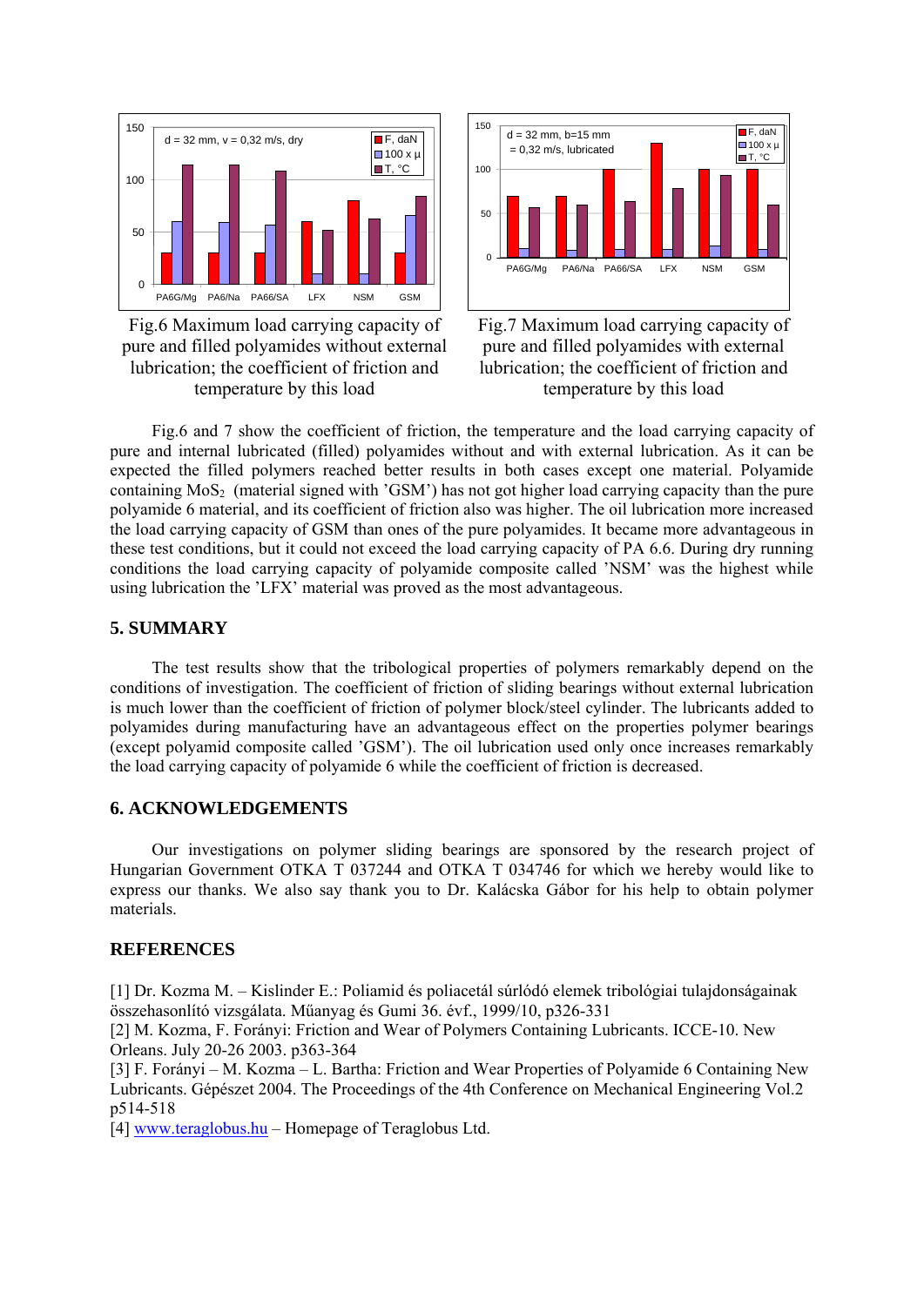150

d = 32 mm, v = 0,32 m/s, dry

F, daN

100 x μ

T, °C

100

50

0

PA6G/Mg PA6/Na PA66/SA LFX NSM GSM

Fig.6 Maximum load carrying capacity of pure and filled polyamides without external lubrication; the coefficient of friction and temperature by this load

150

d = 32 mm, b=15 mm

= 0,32 m/s, lubricated

F, daN

100 x μ

T, °C

100

50

0

PA6G/Mg PA6/Na PA66/SA LFX NSM GSM

Fig.7 Maximum load carrying capacity of pure and filled polyamides with external lubrication; the coefficient of friction and temperature by this load

Fig.6 and 7 show the coefficient of friction, the temperature and the load carrying capacity of pure and internal lubricated (filled) polyamides without and with external lubrication. As it can be expected the filled polymers reached better results in both cases except one material. Polyamide containing $MoS_2$ (material signed with 'GSM') has not got higher load carrying capacity than the pure polyamide 6 material, and its coefficient of friction also was higher. The oil lubrication more increased the load carrying capacity of GSM than ones of the pure polyamides. It became more advantageous in these test conditions, but it could not exceed the load carrying capacity of PA 6.6. During dry running conditions the load carrying capacity of polyamide composite called 'NSM' was the highest while using lubrication the 'LFX' material was proved as the most advantageous.

## 5. SUMMARY

The test results show that the tribological properties of polymers remarkably depend on the conditions of investigation. The coefficient of friction of sliding bearings without external lubrication is much lower than the coefficient of friction of polymer block/steel cylinder. The lubricants added to polyamides during manufacturing have an advantageous effect on the properties polymer bearings (except polyamid composite called 'GSM'). The oil lubrication used only once increases remarkably the load carrying capacity of polyamide 6 while the coefficient of friction is decreased.

## 6. ACKNOWLEDGEMENTS

Our investigations on polymer sliding bearings are sponsored by the research project of Hungarian Government OTKA T 037244 and OTKA T 034746 for which we hereby would like to express our thanks. We also say thank you to Dr. Kalácska Gábor for his help to obtain polymer materials.

## REFERENCES

[1] Dr. Kozma M. – Kislinder E.: Poliamid és poliacetál súrlódó elemek tribológiai tulajdonságainak összehasonlító vizsgálata. Műanyag és Gumi 36. évf., 1999/10, p326-331

[2] M. Kozma, F. Forányi: Friction and Wear of Polymers Containing Lubricants. ICCE-10. New Orleans. July 20-26 2003. p363-364

[3] F. Forányi – M. Kozma – L. Bartha: Friction and Wear Properties of Polyamide 6 Containing New Lubricants. Gépészet 2004. The Proceedings of the 4th Conference on Mechanical Engineering Vol.2 p514-518

[4] www.teraglobus.hu – Homepage of Teraglobus Ltd.